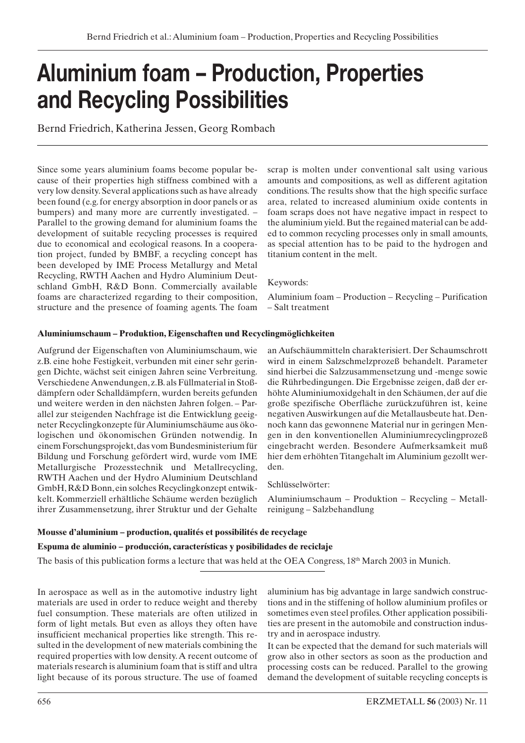# Aluminium foam – Production, Properties and Recycling Possibilities

Bernd Friedrich, Katherina Jessen, Georg Rombach

Since some years aluminium foams become popular because of their properties high stiffness combined with a very low density. Several applications such as have already been found (e.g. for energy absorption in door panels or as bumpers) and many more are currently investigated. – Parallel to the growing demand for aluminium foams the development of suitable recycling processes is required due to economical and ecological reasons. In a cooperation project, funded by BMBF, a recycling concept has been developed by IME Process Metallurgy and Metal Recycling, RWTH Aachen and Hydro Aluminium Deutschland GmbH, R&D Bonn. Commercially available foams are characterized regarding to their composition, structure and the presence of foaming agents. The foam scrap is molten under conventional salt using various amounts and compositions, as well as different agitation conditions. The results show that the high specific surface area, related to increased aluminium oxide contents in foam scraps does not have negative impact in respect to the aluminium yield. But the regained material can be added to common recycling processes only in small amounts, as special attention has to be paid to the hydrogen and titanium content in the melt.

Keywords:

Aluminium foam – Production – Recycling – Purification – Salt treatment

**Aluminiumschaum – Produktion, Eigenschaften und Recyclingmöglichkeiten**

Aufgrund der Eigenschaften von Aluminiumschaum, wie z.B. eine hohe Festigkeit, verbunden mit einer sehr geringen Dichte, wächst seit einigen Jahren seine Verbreitung. Verschiedene Anwendungen, z.B. als Füllmaterial in Stoßdämpfern oder Schalldämpfern, wurden bereits gefunden und weitere werden in den nächsten Jahren folgen. – Parallel zur steigenden Nachfrage ist die Entwicklung geeigneter Recyclingkonzepte für Aluminiumschäume aus ökologischen und ökonomischen Gründen notwendig. In einem Forschungsprojekt, das vom Bundesministerium für Bildung und Forschung gefördert wird, wurde vom IME Metallurgische Prozesstechnik und Metallrecycling, RWTH Aachen und der Hydro Aluminium Deutschland GmbH, R&D Bonn, ein solches Recyclingkonzept entwickelt. Kommerziell erhältliche Schäume werden bezüglich ihrer Zusammensetzung, ihrer Struktur und der Gehalte an Aufschäummitteln charakterisiert. Der Schaumschrott wird in einem Salzschmelzprozeß behandelt. Parameter sind hierbei die Salzzusammensetzung und -menge sowie die Rührbedingungen. Die Ergebnisse zeigen, daß der erhöhte Aluminiumoxidgehalt in den Schäumen, der auf die große spezifische Oberfläche zurückzuführen ist, keine negativen Auswirkungen auf die Metallausbeute hat. Dennoch kann das gewonnene Material nur in geringen Mengen in den konventionellen Aluminiumrecyclingprozeß eingebracht werden. Besondere Aufmerksamkeit muß hier dem erhöhten Titangehalt im Aluminium gezollt werden.

Schlüsselwörter:

Aluminiumschaum – Produktion – Recycling – Metallreinigung – Salzbehandlung

**Mousse d'aluminium – production, qualités et possibilités de recyclage**

**Espuma de aluminio – producción, características y posibilidades de reciclaje**

The basis of this publication forms a lecture that was held at the OEA Congress, 18th March 2003 in Munich.

In aerospace as well as in the automotive industry light materials are used in order to reduce weight and thereby fuel consumption. These materials are often utilized in form of light metals. But even as alloys they often have insufficient mechanical properties like strength. This resulted in the development of new materials combining the required properties with low density. A recent outcome of materials research is aluminium foam that is stiff and ultra light because of its porous structure. The use of foamed aluminium has big advantage in large sandwich constructions and in the stiffening of hollow aluminium profiles or sometimes even steel profiles. Other application possibilities are present in the automobile and construction industry and in aerospace industry.

It can be expected that the demand for such materials will grow also in other sectors as soon as the production and processing costs can be reduced. Parallel to the growing demand the development of suitable recycling concepts is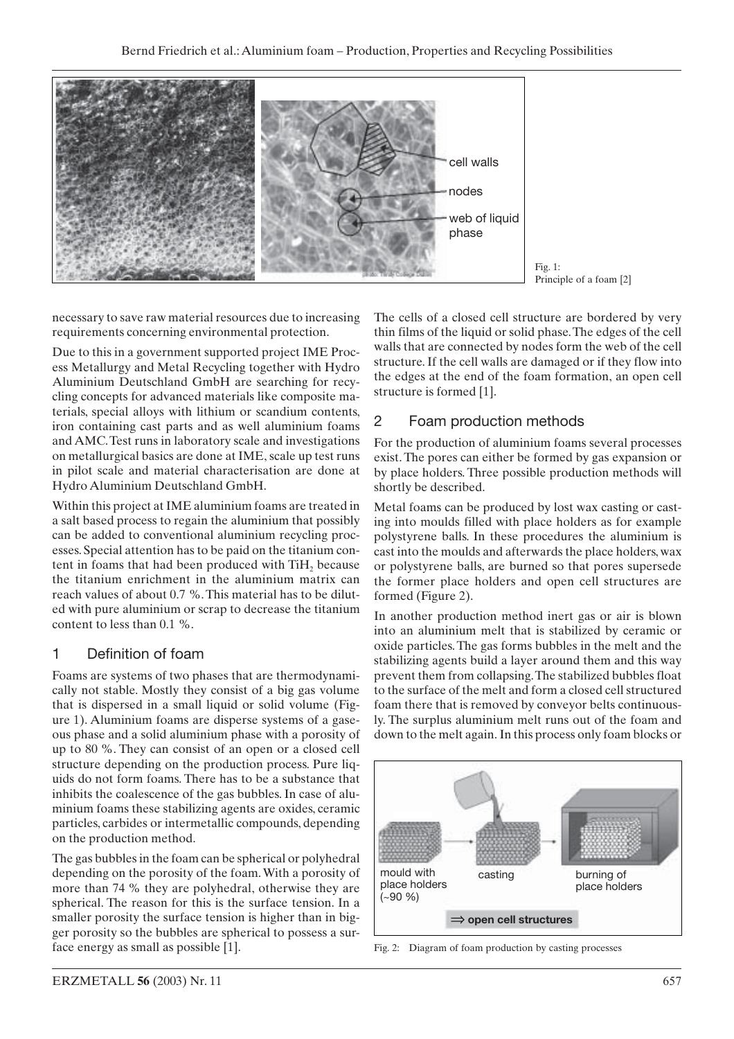Fig. 1: Principle of a foam [2]

necessary to save raw material resources due to increasing requirements concerning environmental protection.

Due to this in a government supported project IME Process Metallurgy and Metal Recycling together with Hydro Aluminium Deutschland GmbH are searching for recycling concepts for advanced materials like composite materials, special alloys with lithium or scandium contents, iron containing cast parts and as well aluminium foams and AMC. Test runs in laboratory scale and investigations on metallurgical basics are done at IME, scale up test runs in pilot scale and material characterisation are done at Hydro Aluminium Deutschland GmbH.

Within this project at IME aluminium foams are treated in a salt based process to regain the aluminium that possibly can be added to conventional aluminium recycling processes. Special attention has to be paid on the titanium content in foams that had been produced with $TiH_2$ because the titanium enrichment in the aluminium matrix can reach values of about 0.7 %. This material has to be diluted with pure aluminium or scrap to decrease the titanium content to less than 0.1 %.

## 1 Definition of foam

Foams are systems of two phases that are thermodynamically not stable. Mostly they consist of a big gas volume that is dispersed in a small liquid or solid volume (Figure 1). Aluminium foams are disperse systems of a gaseous phase and a solid aluminium phase with a porosity of up to 80 %. They can consist of an open or a closed cell structure depending on the production process. Pure liquids do not form foams. There has to be a substance that inhibits the coalescence of the gas bubbles. In case of aluminium foams these stabilizing agents are oxides, ceramic particles, carbides or intermetallic compounds, depending on the production method.

The gas bubbles in the foam can be spherical or polyhedral depending on the porosity of the foam. With a porosity of more than 74 % they are polyhedral, otherwise they are spherical. The reason for this is the surface tension. In a smaller porosity the surface tension is higher than in bigger porosity so the bubbles are spherical to possess a surface energy as small as possible [1].

The cells of a closed cell structure are bordered by very thin films of the liquid or solid phase. The edges of the cell walls that are connected by nodes form the web of the cell structure. If the cell walls are damaged or if they flow into the edges at the end of the foam formation, an open cell structure is formed [1].

## 2 Foam production methods

For the production of aluminium foams several processes exist. The pores can either be formed by gas expansion or by place holders. Three possible production methods will shortly be described.

Metal foams can be produced by lost wax casting or casting into moulds filled with place holders as for example polystyrene balls. In these procedures the aluminium is cast into the moulds and afterwards the place holders, wax or polystyrene balls, are burned so that pores supersede the former place holders and open cell structures are formed (Figure 2).

In another production method inert gas or air is blown into an aluminium melt that is stabilized by ceramic or oxide particles. The gas forms bubbles in the melt and the stabilizing agents build a layer around them and this way prevent them from collapsing. The stabilized bubbles float to the surface of the melt and form a closed cell structured foam there that is removed by conveyor belts continuously. The surplus aluminium melt runs out of the foam and down to the melt again. In this process only foam blocks or

Fig. 2: Diagram of foam production by casting processes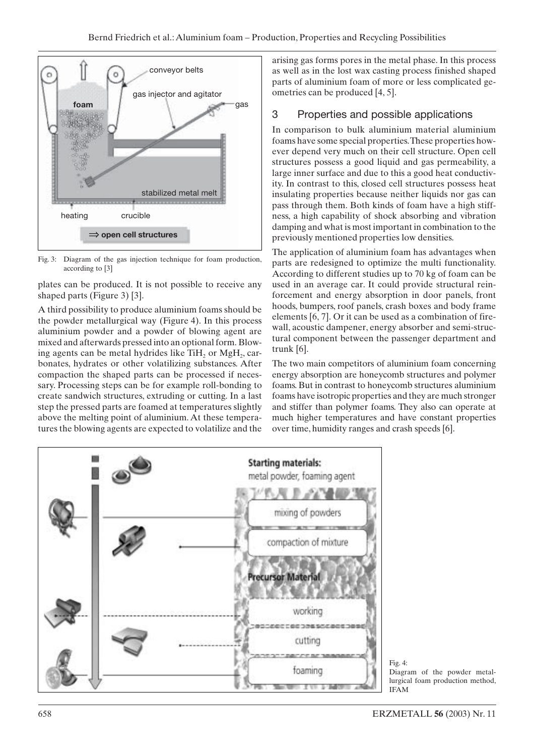conveyor belts

gas injector and agitator

foam

gas

stabilized metal melt

heating

crucible

⇒ open cell structures

Fig. 3: Diagram of the gas injection technique for foam production, according to [3]

plates can be produced. It is not possible to receive any shaped parts (Figure 3) [3].

A third possibility to produce aluminium foams should be the powder metallurgical way (Figure 4). In this process aluminium powder and a powder of blowing agent are mixed and afterwards pressed into an optional form. Blowing agents can be metal hydrides like $TiH_2$ or $MgH_2$, carbonates, hydrates or other volatilizing substances. After compaction the shaped parts can be processed if necessary. Processing steps can be for example roll-bonding to create sandwich structures, extruding or cutting. In a last step the pressed parts are foamed at temperatures slightly above the melting point of aluminium. At these temperatures the blowing agents are expected to volatilize and the arising gas forms pores in the metal phase. In this process as well as in the lost wax casting process finished shaped parts of aluminium foam of more or less complicated geometries can be produced [4, 5].

## 3 Properties and possible applications

In comparison to bulk aluminium material aluminium foams have some special properties. These properties however depend very much on their cell structure. Open cell structures possess a good liquid and gas permeability, a large inner surface and due to this a good heat conductivity. In contrast to this, closed cell structures possess heat insulating properties because neither liquids nor gas can pass through them. Both kinds of foam have a high stiffness, a high capability of shock absorbing and vibration damping and what is most important in combination to the previously mentioned properties low densities.

The application of aluminium foam has advantages when parts are redesigned to optimize the multi functionality. According to different studies up to 70 kg of foam can be used in an average car. It could provide structural reinforcement and energy absorption in door panels, front hoods, bumpers, roof panels, crash boxes and body frame elements [6, 7]. Or it can be used as a combination of firewall, acoustic dampener, energy absorber and semi-structural component between the passenger department and trunk [6].

The two main competitors of aluminium foam concerning energy absorption are honeycomb structures and polymer foams. But in contrast to honeycomb structures aluminium foams have isotropic properties and they are much stronger and stiffer than polymer foams. They also can operate at much higher temperatures and have constant properties over time, humidity ranges and crash speeds [6].

Starting materials:
metal powder, foaming agent

mixing of powders

compaction of mixture

Precursor Material

working

cutting

foaming

Fig. 4: Diagram of the powder metallurgical foam production method, IFAM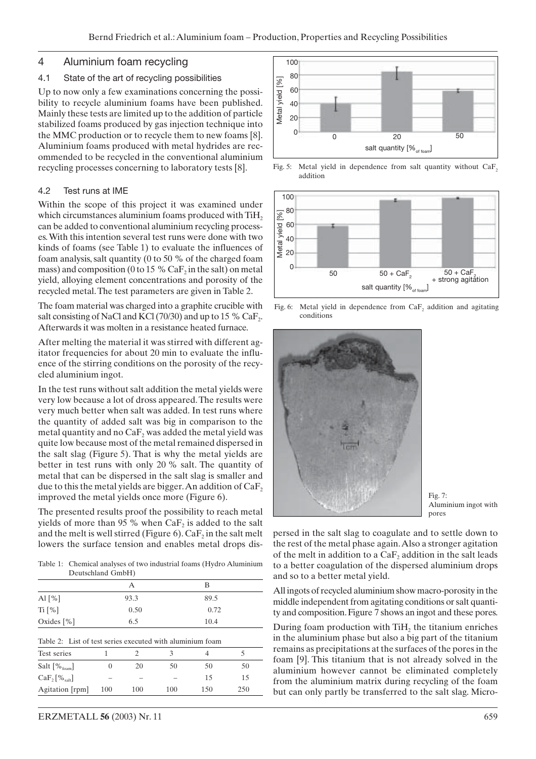## 4 Aluminium foam recycling

### 4.1 State of the art of recycling possibilities

Up to now only a few examinations concerning the possibility to recycle aluminium foams have been published. Mainly these tests are limited up to the addition of particle stabilized foams produced by gas injection technique into the MMC production or to recycle them to new foams [8]. Aluminium foams produced with metal hydrides are recommended to be recycled in the conventional aluminium recycling processes concerning to laboratory tests [8].

### 4.2 Test runs at IME

Within the scope of this project it was examined under which circumstances aluminium foams produced with $TiH_2$ can be added to conventional aluminium recycling processes. With this intention several test runs were done with two kinds of foams (see Table 1) to evaluate the influences of foam analysis, salt quantity (0 to 50 % of the charged foam mass) and composition (0 to 15 % $CaF_2$ in the salt) on metal yield, alloying element concentrations and porosity of the recycled metal. The test parameters are given in Table 2.

The foam material was charged into a graphite crucible with salt consisting of NaCl and KCl (70/30) and up to 15 % $CaF_2$. Afterwards it was molten in a resistance heated furnace.

After melting the material it was stirred with different agitator frequencies for about 20 min to evaluate the influence of the stirring conditions on the porosity of the recycled aluminium ingot.

In the test runs without salt addition the metal yields were very low because a lot of dross appeared. The results were very much better when salt was added. In test runs where the quantity of added salt was big in comparison to the metal quantity and no $CaF_2$ was added the metal yield was quite low because most of the metal remained dispersed in the salt slag (Figure 5). That is why the metal yields are better in test runs with only 20 % salt. The quantity of metal that can be dispersed in the salt slag is smaller and due to this the metal yields are bigger. An addition of $CaF_2$ improved the metal yields once more (Figure 6).

The presented results proof the possibility to reach metal yields of more than 95 % when $CaF_2$ is added to the salt and the melt is well stirred (Figure 6). $CaF_2$ in the salt melt lowers the surface tension and enables metal drops dispersed in the salt slag to coagulate and to settle down to the rest of the metal phase again. Also a stronger agitation of the melt in addition to a $CaF_2$ addition in the salt leads to a better coagulation of the dispersed aluminium drops and so to a better metal yield.

Table 1: Chemical analyses of two industrial foams (Hydro Aluminium Deutschland GmbH)

| | A | B |
|---|---|---|
| Al [%] | 93.3 | 89.5 |
| Ti [%] | 0.50 | 0.72 |
| Oxides [%] | 6.5 | 10.4 |

Table 2: List of test series executed with aluminium foam

| Test series | 1 | 2 | 3 | 4 | 5 |
|---|---|---|---|---|---|
| Salt [$\%_{foam}$] | 0 | 20 | 50 | 50 | 50 |
| $CaF_2$ [$\%_{salt}$] | – | – | – | 15 | 15 |
| Agitation [rpm] | 100 | 100 | 100 | 150 | 250 |

Metal yield [%]
100
80
60
40
20
0
0 20 50
salt quantity [$\%_{of\ foam}$]

Fig. 5: Metal yield in dependence from salt quantity without $CaF_2$ addition

Metal yield [%]
100
80
60
40
20
0
50 50 + $CaF_2$ 50 + $CaF_2$ + strong agitation
salt quantity [$\%_{of\ foam}$]

Fig. 6: Metal yield in dependence from $CaF_2$ addition and agitating conditions

1cm

Fig. 7: Aluminium ingot with pores

All ingots of recycled aluminium show macro-porosity in the middle independent from agitating conditions or salt quantity and composition. Figure 7 shows an ingot and these pores.

During foam production with $TiH_2$ the titanium enriches in the aluminium phase but also a big part of the titanium remains as precipitations at the surfaces of the pores in the foam [9]. This titanium that is not already solved in the aluminium however cannot be eliminated completely from the aluminium matrix during recycling of the foam but can only partly be transferred to the salt slag. Micro-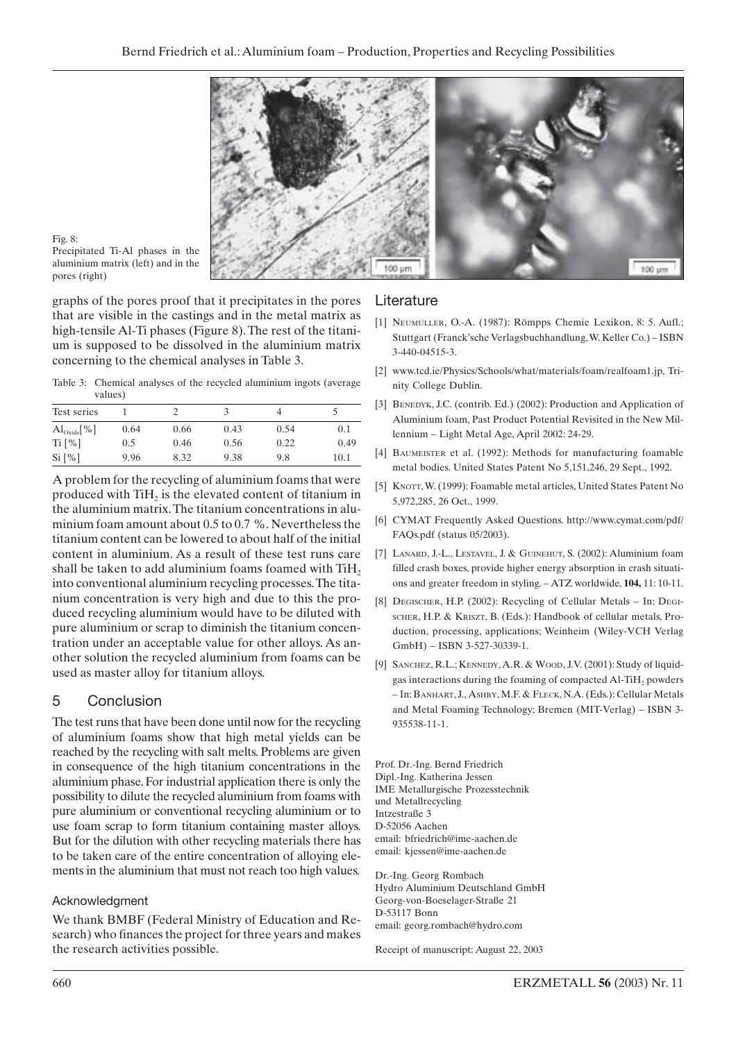Fig. 8:
Precipitated Ti-Al phases in the aluminium matrix (left) and in the pores (right)

graphs of the pores proof that it precipitates in the pores that are visible in the castings and in the metal matrix as high-tensile Al-Ti phases (Figure 8). The rest of the titanium is supposed to be dissolved in the aluminium matrix concerning to the chemical analyses in Table 3.

Table 3: Chemical analyses of the recycled aluminium ingots (average values)

| Test series | 1 | 2 | 3 | 4 | 5 |
|---|---|---|---|---|---|
| $Al_{Oxide}$[%] | 0.64 | 0.66 | 0.43 | 0.54 | 0.1 |
| Ti [%] | 0.5 | 0.46 | 0.56 | 0.22 | 0.49 |
| Si [%] | 9.96 | 8.32 | 9.38 | 9.8 | 10.1 |

A problem for the recycling of aluminium foams that were produced with $TiH_2$ is the elevated content of titanium in the aluminium matrix. The titanium concentrations in aluminium foam amount about 0.5 to 0.7 %. Nevertheless the titanium content can be lowered to about half of the initial content in aluminium. As a result of these test runs care shall be taken to add aluminium foams foamed with $TiH_2$ into conventional aluminium recycling processes. The titanium concentration is very high and due to this the produced recycling aluminium would have to be diluted with pure aluminium or scrap to diminish the titanium concentration under an acceptable value for other alloys. As another solution the recycled aluminium from foams can be used as master alloy for titanium alloys.

## 5 Conclusion

The test runs that have been done until now for the recycling of aluminium foams show that high metal yields can be reached by the recycling with salt melts. Problems are given in consequence of the high titanium concentrations in the aluminium phase. For industrial application there is only the possibility to dilute the recycled aluminium from foams with pure aluminium or conventional recycling aluminium or to use foam scrap to form titanium containing master alloys. But for the dilution with other recycling materials there has to be taken care of the entire concentration of alloying elements in the aluminium that must not reach too high values.

### Acknowledgment

We thank BMBF (Federal Ministry of Education and Research) who finances the project for three years and makes the research activities possible.

## Literature

[1] Neumüller, O.-A. (1987): Römpps Chemie Lexikon, 8: 5. Aufl.; Stuttgart (Franck'sche Verlagsbuchhandlung, W. Keller Co.) – ISBN 3-440-04515-3.

[2] www.tcd.ie/Physics/Schools/what/materials/foam/realfoam1.jp, Trinity College Dublin.

[3] Benedyk, J.C. (contrib. Ed.) (2002): Production and Application of Aluminium foam, Past Product Potential Revisited in the New Millennium – Light Metal Age, April 2002: 24-29.

[4] Baumeister et al. (1992): Methods for manufacturing foamable metal bodies. United States Patent No 5,151,246, 29 Sept., 1992.

[5] Knott, W. (1999): Foamable metal articles, United States Patent No 5,972,285, 26 Oct., 1999.

[6] CYMAT Frequently Asked Questions. http://www.cymat.com/pdf/FAQs.pdf (status 05/2003).

[7] Lanard, J.-L., Lestavel, J. & Guinehut, S. (2002): Aluminium foam filled crash boxes, provide higher energy absorption in crash situations and greater freedom in styling. – ATZ worldwide, **104,** 11: 10-11.

[8] Degischer, H.P. (2002): Recycling of Cellular Metals – In: Degischer, H.P. & Kriszt, B. (Eds.): Handbook of cellular metals, Production, processing, applications; Weinheim (Wiley-VCH Verlag GmbH) – ISBN 3-527-30339-1.

[9] Sanchez, R.L.; Kennedy, A.R. & Wood, J.V. (2001): Study of liquid-gas interactions during the foaming of compacted Al-$TiH_2$ powders – In: Banhart, J., Ashby, M.F. & Fleck, N.A. (Eds.): Cellular Metals and Metal Foaming Technology; Bremen (MIT-Verlag) – ISBN 3-935538-11-1.

Prof. Dr.-Ing. Bernd Friedrich
Dipl.-Ing. Katherina Jessen
IME Metallurgische Prozesstechnik
und Metallrecycling
Intzestraße 3
D-52056 Aachen
email: bfriedrich@ime-aachen.de
email: kjessen@ime-aachen.de

Dr.-Ing. Georg Rombach
Hydro Aluminium Deutschland GmbH
Georg-von-Boeselager-Straße 21
D-53117 Bonn
email: georg.rombach@hydro.com

Receipt of manuscript: August 22, 2003